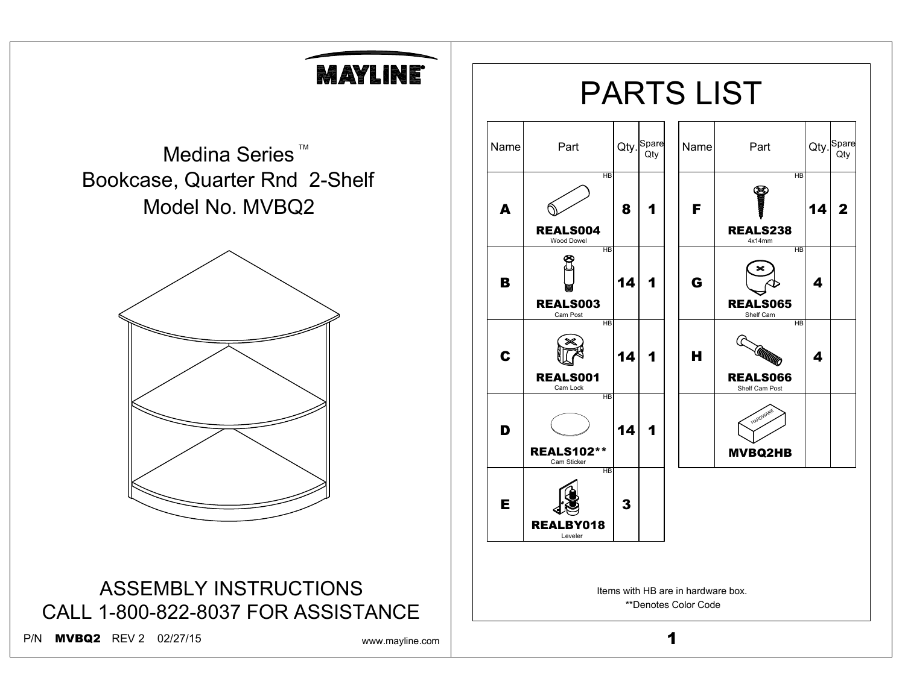MAYLINE®

# Medina Series ™
# Bookcase, Quarter Rnd 2-Shelf
# Model No. MVBQ2

ASSEMBLY INSTRUCTIONS
CALL 1-800-822-8037 FOR ASSISTANCE

P/N **MVBQ2** REV 2 02/27/15

www.mayline.com

# PARTS LIST

| Name | Part | Qty. | Spare Qty |
|---|---|---|---|
| **A** | **REALS004** Wood Dowel (HB) | **8** | **1** |
| **B** | **REALS003** Cam Post (HB) | **14** | **1** |
| **C** | **REALS001** Cam Lock (HB) | **14** | **1** |
| **D** | **REALS102**** Cam Sticker | **14** | **1** |
| **E** | **REALBY018** Leveler (HB) | **3** | |
| **F** | **REALS238** 4x14mm (HB) | **14** | **2** |
| **G** | **REALS065** Shelf Cam (HB) | **4** | |
| **H** | **REALS066** Shelf Cam Post (HB) | **4** | |
| | **MVBQ2HB** | | |

Items with HB are in hardware box.
**Denotes Color Code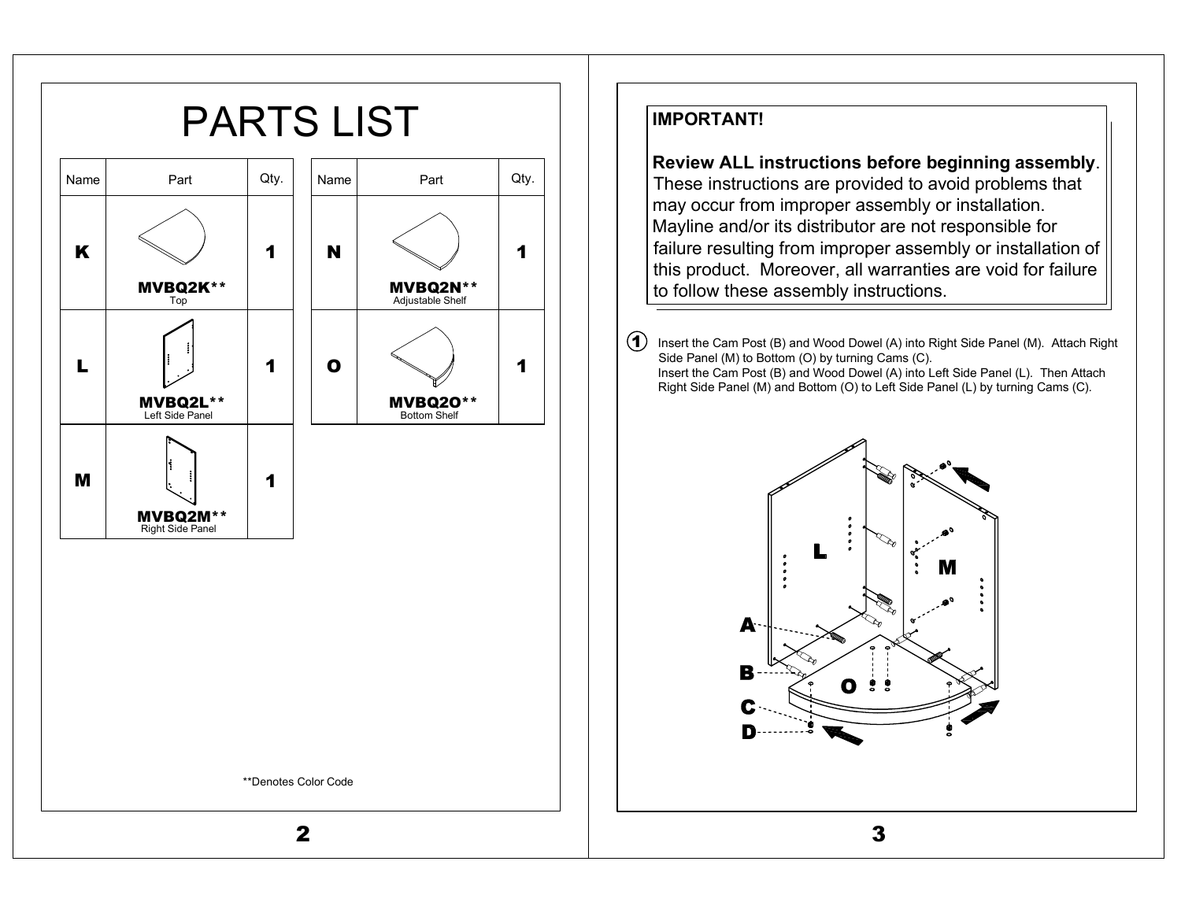# PARTS LIST

| Name | Part | Qty. |
|---|---|---|
| **K** | **MVBQ2K****<br>Top | **1** |
| **L** | **MVBQ2L****<br>Left Side Panel | **1** |
| **M** | **MVBQ2M****<br>Right Side Panel | **1** |

| Name | Part | Qty. |
|---|---|---|
| **N** | **MVBQ2N****<br>Adjustable Shelf | **1** |
| **O** | **MVBQ2O****<br>Bottom Shelf | **1** |

**Denotes Color Code

**IMPORTANT!**

**Review ALL instructions before beginning assembly**. These instructions are provided to avoid problems that may occur from improper assembly or installation. Mayline and/or its distributor are not responsible for failure resulting from improper assembly or installation of this product. Moreover, all warranties are void for failure to follow these assembly instructions.

1. Insert the Cam Post (B) and Wood Dowel (A) into Right Side Panel (M). Attach Right Side Panel (M) to Bottom (O) by turning Cams (C).
   Insert the Cam Post (B) and Wood Dowel (A) into Left Side Panel (L). Then Attach Right Side Panel (M) and Bottom (O) to Left Side Panel (L) by turning Cams (C).

L M A B O C D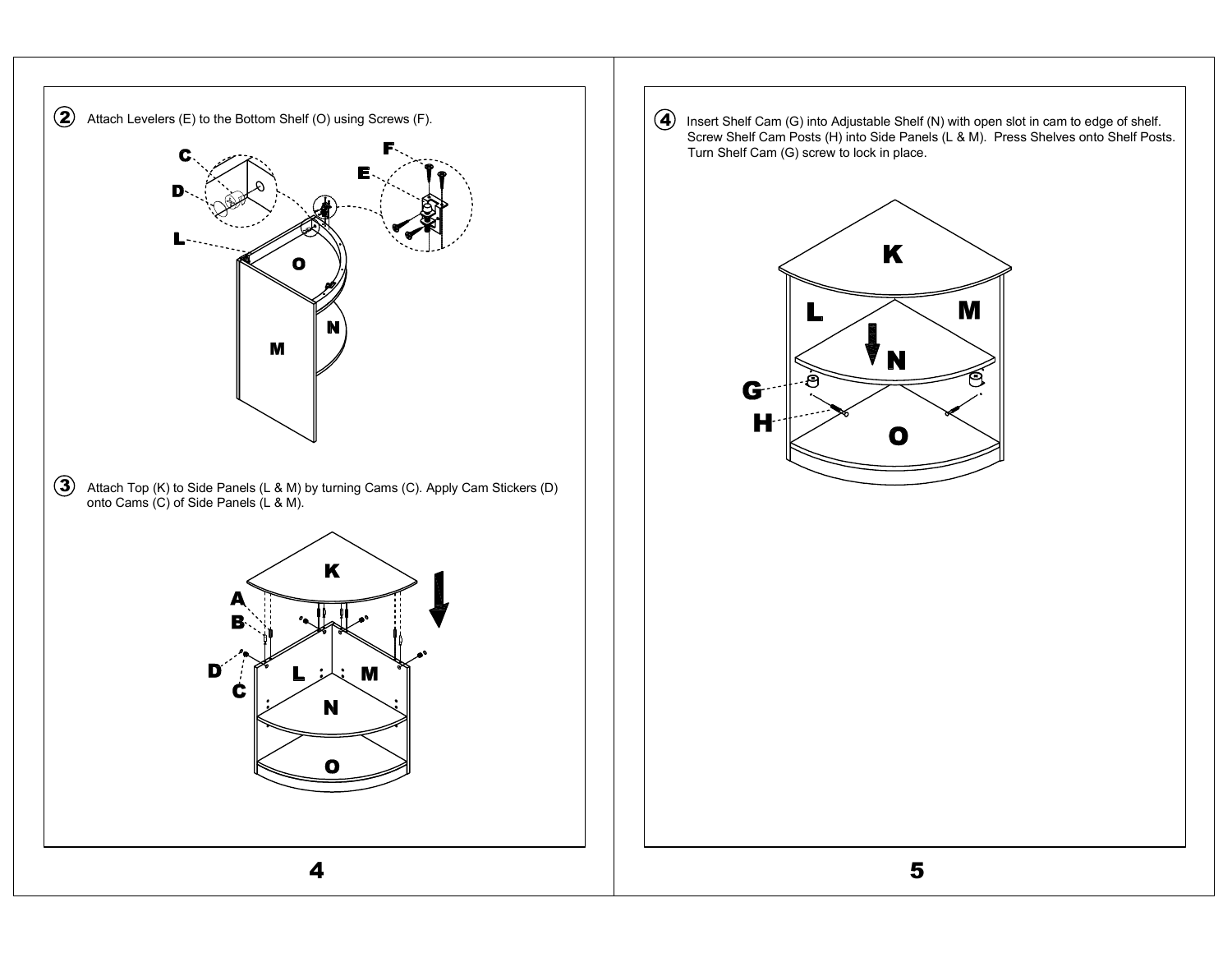② Attach Levelers (E) to the Bottom Shelf (O) using Screws (F).

C

D

L

O

N

M

F

E

③ Attach Top (K) to Side Panels (L & M) by turning Cams (C). Apply Cam Stickers (D) onto Cams (C) of Side Panels (L & M).

K

A

B

D

C

L

M

N

O

④ Insert Shelf Cam (G) into Adjustable Shelf (N) with open slot in cam to edge of shelf. Screw Shelf Cam Posts (H) into Side Panels (L & M). Press Shelves onto Shelf Posts. Turn Shelf Cam (G) screw to lock in place.

K

L

M

N

G

H

O